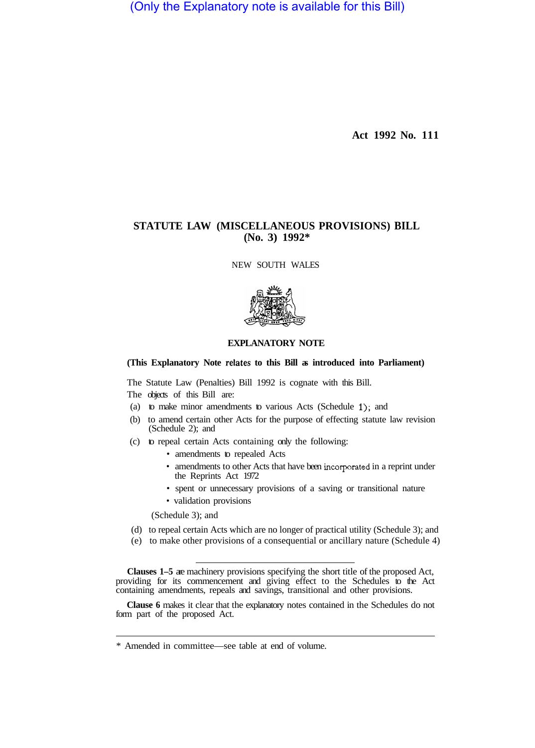(Only the Explanatory note is available for this Bill)

**Act 1992 No. 111**

# STATUTE LAW (MISCELLANEOUS PROVISIONS) BILL (No. 3) 1992*

NEW SOUTH WALES

## EXPLANATORY NOTE

**(This Explanatory Note relates to this Bill as introduced into Parliament)**

The Statute Law (Penalties) Bill 1992 is cognate with this Bill.

The objects of this Bill are:

(a) to make minor amendments to various Acts (Schedule 1); and

(b) to amend certain other Acts for the purpose of effecting statute law revision (Schedule 2); and

(c) to repeal certain Acts containing only the following:

- amendments to repealed Acts
- amendments to other Acts that have been incorporated in a reprint under the Reprints Act 1972
- spent or unnecessary provisions of a saving or transitional nature
- validation provisions

(Schedule 3); and

(d) to repeal certain Acts which are no longer of practical utility (Schedule 3); and

(e) to make other provisions of a consequential or ancillary nature (Schedule 4)

---

**Clauses 1–5** are machinery provisions specifying the short title of the proposed Act, providing for its commencement and giving effect to the Schedules to the Act containing amendments, repeals and savings, transitional and other provisions.

**Clause 6** makes it clear that the explanatory notes contained in the Schedules do not form part of the proposed Act.

---

\* Amended in committee—see table at end of volume.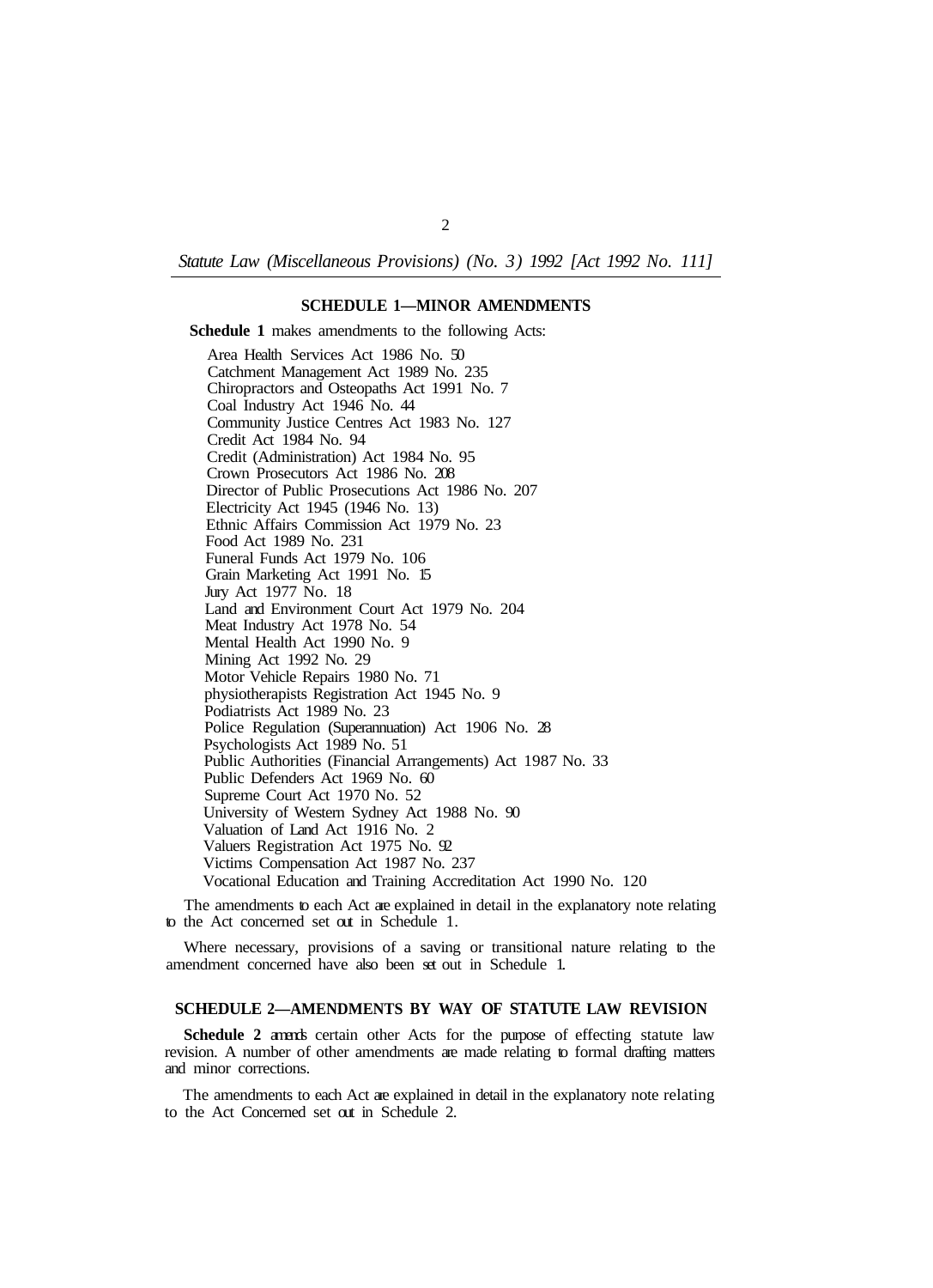## SCHEDULE 1—MINOR AMENDMENTS

**Schedule 1** makes amendments to the following Acts:

Area Health Services Act 1986 No. 50
Catchment Management Act 1989 No. 235
Chiropractors and Osteopaths Act 1991 No. 7
Coal Industry Act 1946 No. 44
Community Justice Centres Act 1983 No. 127
Credit Act 1984 No. 94
Credit (Administration) Act 1984 No. 95
Crown Prosecutors Act 1986 No. 208
Director of Public Prosecutions Act 1986 No. 207
Electricity Act 1945 (1946 No. 13)
Ethnic Affairs Commission Act 1979 No. 23
Food Act 1989 No. 231
Funeral Funds Act 1979 No. 106
Grain Marketing Act 1991 No. 15
Jury Act 1977 No. 18
Land and Environment Court Act 1979 No. 204
Meat Industry Act 1978 No. 54
Mental Health Act 1990 No. 9
Mining Act 1992 No. 29
Motor Vehicle Repairs 1980 No. 71
physiotherapists Registration Act 1945 No. 9
Podiatrists Act 1989 No. 23
Police Regulation (Superannuation) Act 1906 No. 28
Psychologists Act 1989 No. 51
Public Authorities (Financial Arrangements) Act 1987 No. 33
Public Defenders Act 1969 No. 60
Supreme Court Act 1970 No. 52
University of Western Sydney Act 1988 No. 90
Valuation of Land Act 1916 No. 2
Valuers Registration Act 1975 No. 92
Victims Compensation Act 1987 No. 237
Vocational Education and Training Accreditation Act 1990 No. 120

The amendments to each Act are explained in detail in the explanatory note relating to the Act concerned set out in Schedule 1.

Where necessary, provisions of a saving or transitional nature relating to the amendment concerned have also been set out in Schedule 1.

## SCHEDULE 2—AMENDMENTS BY WAY OF STATUTE LAW REVISION

**Schedule 2** amends certain other Acts for the purpose of effecting statute law revision. A number of other amendments are made relating to formal drafting matters and minor corrections.

The amendments to each Act are explained in detail in the explanatory note relating to the Act Concerned set out in Schedule 2.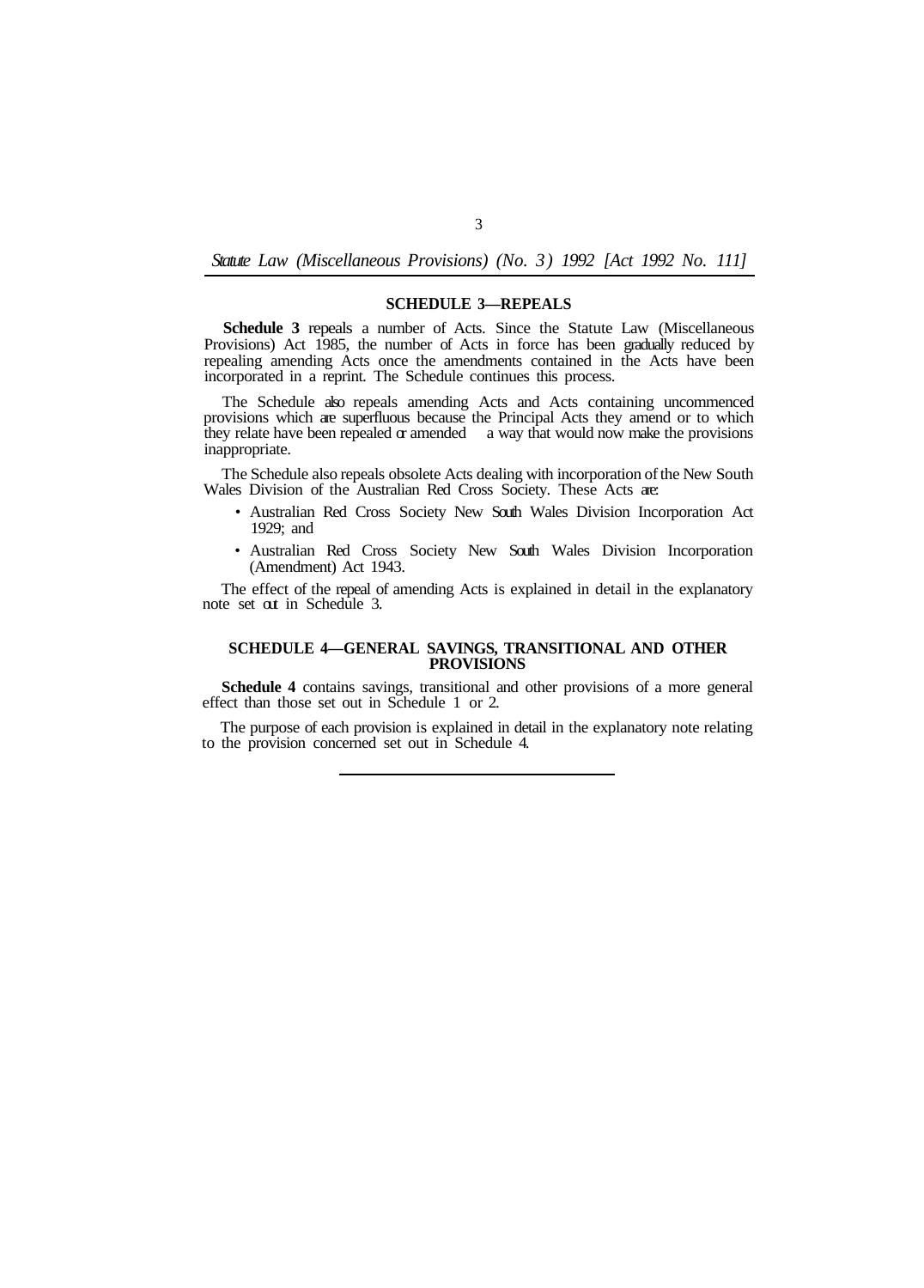## SCHEDULE 3—REPEALS

**Schedule 3** repeals a number of Acts. Since the Statute Law (Miscellaneous Provisions) Act 1985, the number of Acts in force has been gradually reduced by repealing amending Acts once the amendments contained in the Acts have been incorporated in a reprint. The Schedule continues this process.

The Schedule also repeals amending Acts and Acts containing uncommenced provisions which are superfluous because the Principal Acts they amend or to which they relate have been repealed or amended a way that would now make the provisions inappropriate.

The Schedule also repeals obsolete Acts dealing with incorporation of the New South Wales Division of the Australian Red Cross Society. These Acts are:

- Australian Red Cross Society New South Wales Division Incorporation Act 1929; and
- Australian Red Cross Society New South Wales Division Incorporation (Amendment) Act 1943.

The effect of the repeal of amending Acts is explained in detail in the explanatory note set out in Schedule 3.

## SCHEDULE 4—GENERAL SAVINGS, TRANSITIONAL AND OTHER PROVISIONS

**Schedule 4** contains savings, transitional and other provisions of a more general effect than those set out in Schedule 1 or 2.

The purpose of each provision is explained in detail in the explanatory note relating to the provision concerned set out in Schedule 4.